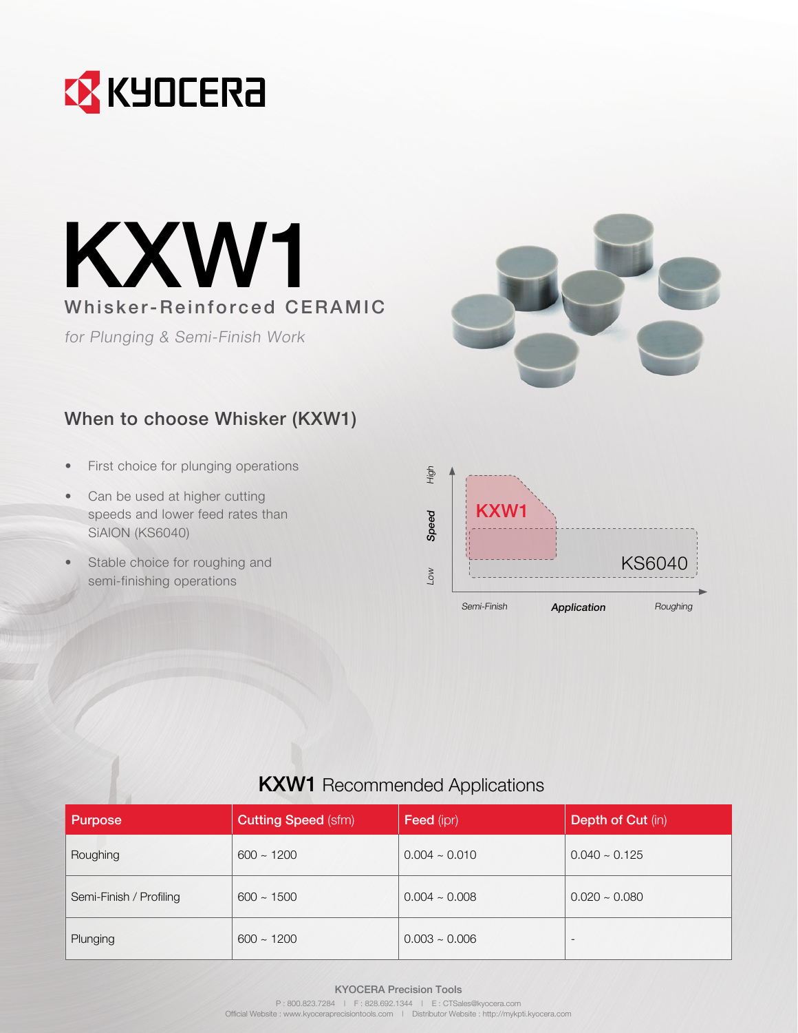# KXW1

## Whisker-Reinforced CERAMIC

*for Plunging & Semi-Finish Work*

### When to choose Whisker (KXW1)

- First choice for plunging operations
- Can be used at higher cutting speeds and lower feed rates than SiAlON (KS6040)
- Stable choice for roughing and semi-finishing operations

High Speed Low

KXW1

KS6040

Semi-Finish **Application** Roughing

### KXW1 Recommended Applications

| Purpose | Cutting Speed (sfm) | Feed (ipr) | Depth of Cut (in) |
|---|---|---|---|
| Roughing | 600 ~ 1200 | 0.004 ~ 0.010 | 0.040 ~ 0.125 |
| Semi-Finish / Profiling | 600 ~ 1500 | 0.004 ~ 0.008 | 0.020 ~ 0.080 |
| Plunging | 600 ~ 1200 | 0.003 ~ 0.006 | - |

**KYOCERA Precision Tools**

P : 800.823.7284 | F : 828.692.1344 | E : CTSales@kyocera.com

Official Website : www.kyoceraprecisiontools.com | Distributor Website : http://mykpti.kyocera.com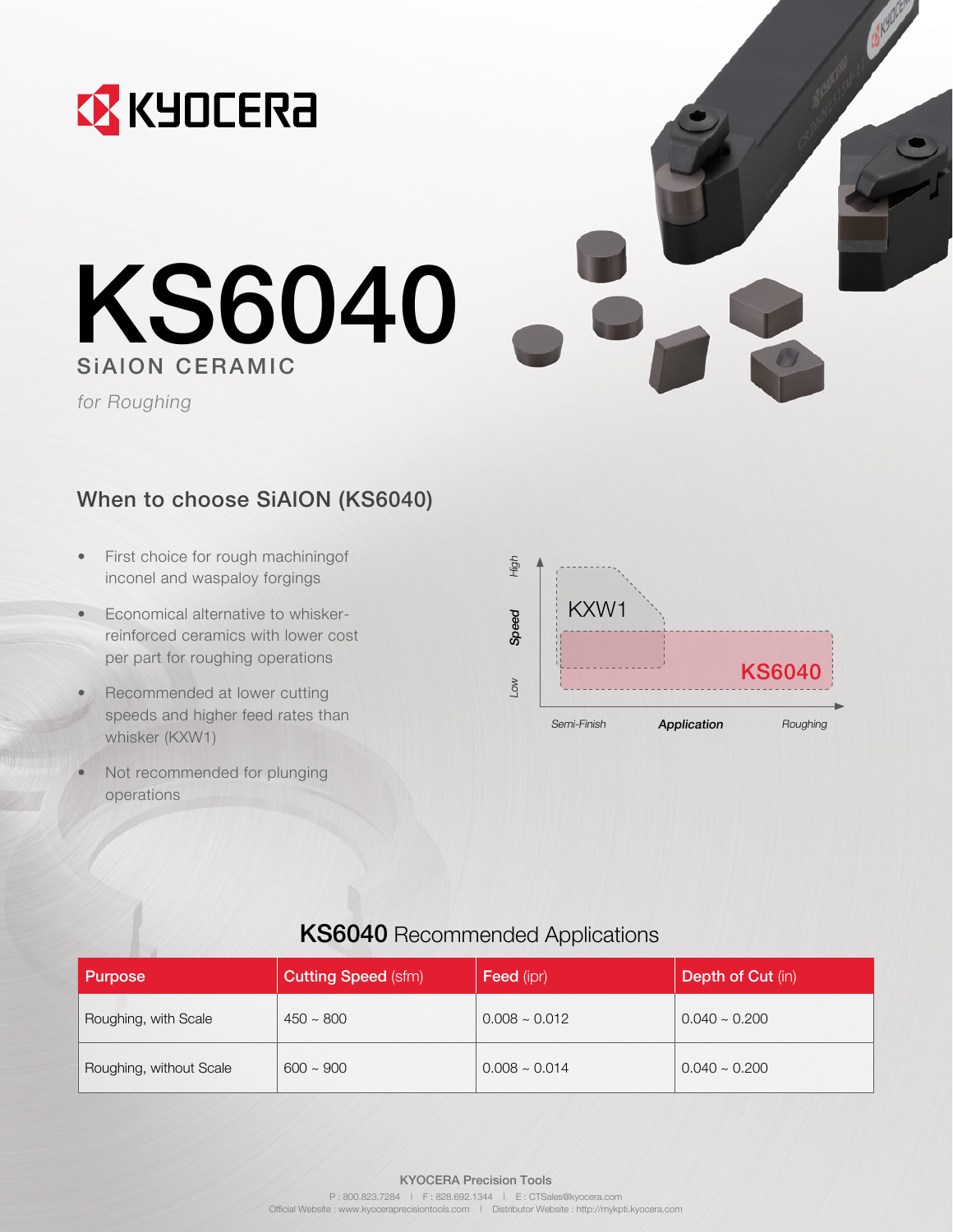# KS6040

## SiAION CERAMIC

*for Roughing*

## When to choose SiAlON (KS6040)

- First choice for rough machiningof inconel and waspaloy forgings
- Economical alternative to whisker-reinforced ceramics with lower cost per part for roughing operations
- Recommended at lower cutting speeds and higher feed rates than whisker (KXW1)
- Not recommended for plunging operations

High
Speed
Low
KXW1
KS6040
Semi-Finish
Application
Roughing

## KS6040 Recommended Applications

| Purpose | Cutting Speed (sfm) | Feed (ipr) | Depth of Cut (in) |
|---|---|---|---|
| Roughing, with Scale | 450 ~ 800 | 0.008 ~ 0.012 | 0.040 ~ 0.200 |
| Roughing, without Scale | 600 ~ 900 | 0.008 ~ 0.014 | 0.040 ~ 0.200 |

**KYOCERA Precision Tools**

P : 800.823.7284 | F : 828.692.1344 | E : CTSales@kyocera.com
Official Website : www.kyoceraprecisiontools.com | Distributor Website : http://mykpti.kyocera.com